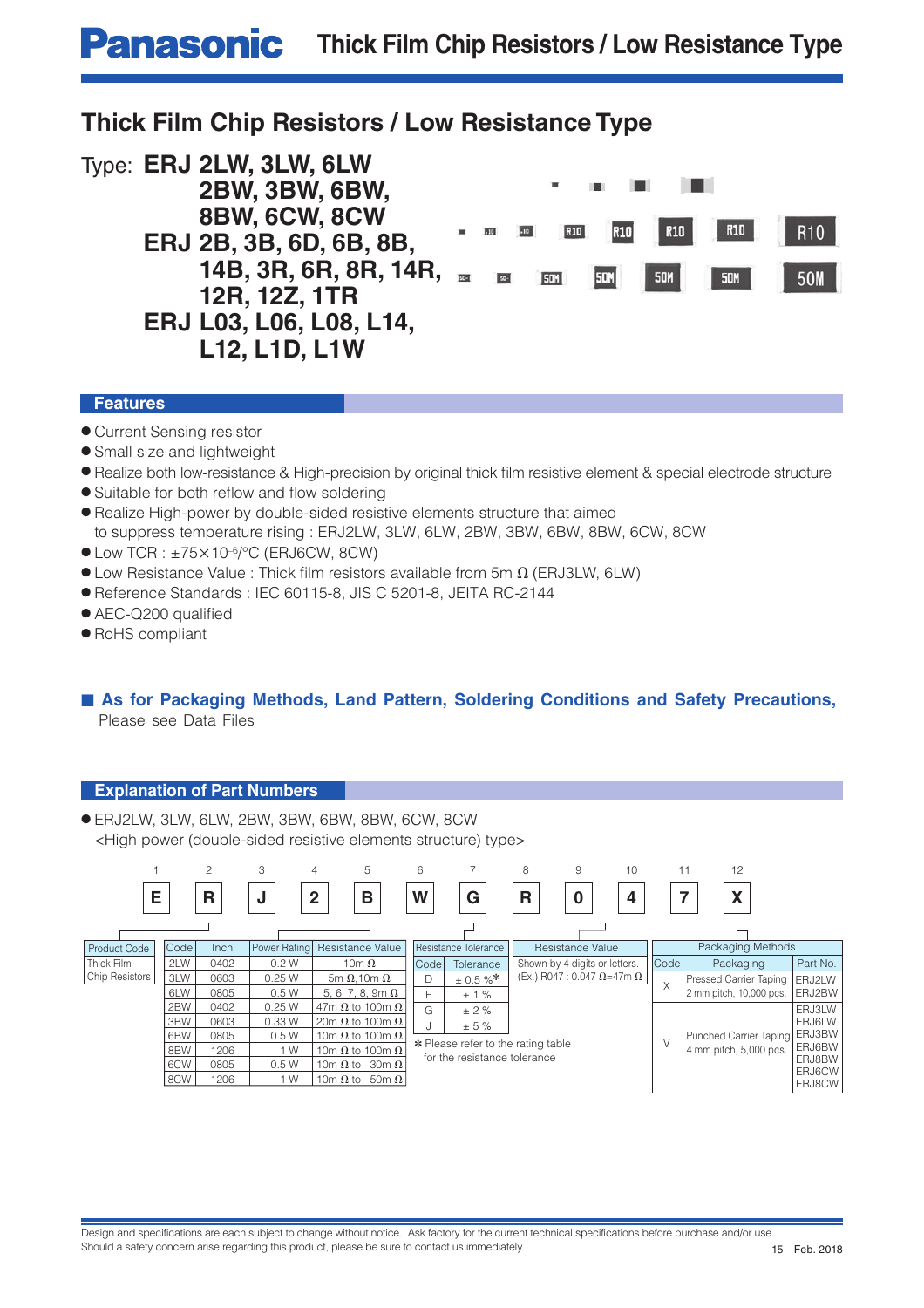# Thick Film Chip Resistors / Low Resistance Type

Type: **ERJ 2LW, 3LW, 6LW**
**2BW, 3BW, 6BW,**
**8BW, 6CW, 8CW**
**ERJ 2B, 3B, 6D, 6B, 8B,**
**14B, 3R, 6R, 8R, 14R,**
**12R, 12Z, 1TR**
**ERJ L03, L06, L08, L14,**
**L12, L1D, L1W**

## Features

- Current Sensing resistor
- Small size and lightweight
- Realize both low-resistance & High-precision by original thick film resistive element & special electrode structure
- Suitable for both reflow and flow soldering
- Realize High-power by double-sided resistive elements structure that aimed to suppress temperature rising : ERJ2LW, 3LW, 6LW, 2BW, 3BW, 6BW, 8BW, 6CW, 8CW
- Low TCR : $\pm 75 \times 10^{-6}$/°C (ERJ6CW, 8CW)
- Low Resistance Value : Thick film resistors available from 5m Ω (ERJ3LW, 6LW)
- Reference Standards : IEC 60115-8, JIS C 5201-8, JEITA RC-2144
- AEC-Q200 qualified
- RoHS compliant

■ **As for Packaging Methods, Land Pattern, Soldering Conditions and Safety Precautions,**
Please see Data Files

## Explanation of Part Numbers

- ERJ2LW, 3LW, 6LW, 2BW, 3BW, 6BW, 8BW, 6CW, 8CW
<High power (double-sided resistive elements structure) type>

| 1 | 2 | 3 | 4 | 5 | 6 | 7 | 8 | 9 | 10 | 11 | 12 |
|---|---|---|---|---|---|---|---|---|---|---|---|
| E | R | J | 2 | B | W | G | R | 0 | 4 | 7 | X |

| Product Code |
|---|
| Thick Film Chip Resistors |

| Code | Inch | Power Rating | Resistance Value |
|---|---|---|---|
| 2LW | 0402 | 0.2 W | 10m Ω |
| 3LW | 0603 | 0.25 W | 5m Ω,10m Ω |
| 6LW | 0805 | 0.5 W | 5, 6, 7, 8, 9m Ω |
| 2BW | 0402 | 0.25 W | 47m Ω to 100m Ω |
| 3BW | 0603 | 0.33 W | 20m Ω to 100m Ω |
| 6BW | 0805 | 0.5 W | 10m Ω to 100m Ω |
| 8BW | 1206 | 1 W | 10m Ω to 100m Ω |
| 6CW | 0805 | 0.5 W | 10m Ω to 30m Ω |
| 8CW | 1206 | 1 W | 10m Ω to 50m Ω |

| Resistance Tolerance | |
|---|---|
| Code | Tolerance |
| D | ± 0.5 %* |
| F | ± 1 % |
| G | ± 2 % |
| J | ± 5 % |

* Please refer to the rating table for the resistance tolerance

| Resistance Value |
|---|
| Shown by 4 digits or letters. (Ex.) R047 : 0.047 Ω=47m Ω |

| Packaging Methods | | |
|---|---|---|
| Code | Packaging | Part No. |
| X | Pressed Carrier Taping 2 mm pitch, 10,000 pcs. | ERJ2LW, ERJ2BW |
| V | Punched Carrier Taping 4 mm pitch, 5,000 pcs. | ERJ3LW, ERJ6LW, ERJ3BW, ERJ6BW, ERJ8BW, ERJ6CW, ERJ8CW |

Design and specifications are each subject to change without notice. Ask factory for the current technical specifications before purchase and/or use.
Should a safety concern arise regarding this product, please be sure to contact us immediately.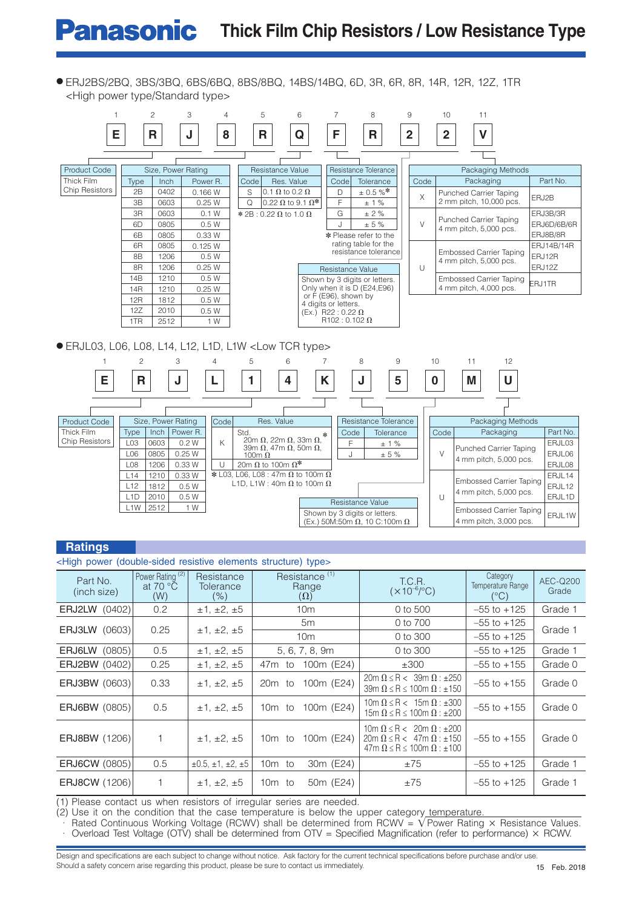## Thick Film Chip Resistors / Low Resistance Type

● ERJ2BS/2BQ, 3BS/3BQ, 6BS/6BQ, 8BS/8BQ, 14BS/14BQ, 6D, 3R, 6R, 8R, 14R, 12R, 12Z, 1TR
<High power type/Standard type>

| 1 | 2 | 3 | 4 | 5 | 6 | 7 | 8 | 9 | 10 | 11 |
|---|---|---|---|---|---|---|---|---|---|---|
| E | R | J | 8 | R | Q | F | R | 2 | 2 | V |

**Product Code**

Thick Film Chip Resistors

**Size, Power Rating**

| Type | Inch | Power R. |
|---|---|---|
| 2B | 0402 | 0.166 W |
| 3B | 0603 | 0.25 W |
| 3R | 0603 | 0.1 W |
| 6D | 0805 | 0.5 W |
| 6B | 0805 | 0.33 W |
| 6R | 0805 | 0.125 W |
| 8B | 1206 | 0.5 W |
| 8R | 1206 | 0.25 W |
| 14B | 1210 | 0.5 W |
| 14R | 1210 | 0.25 W |
| 12R | 1812 | 0.5 W |
| 12Z | 2010 | 0.5 W |
| 1TR | 2512 | 1 W |

**Resistance Value**

| Code | Res. Value |
|---|---|
| S | 0.1 Ω to 0.2 Ω |
| Q | 0.22 Ω to 9.1 Ω* |

* 2B : 0.22 Ω to 1.0 Ω

**Resistance Tolerance**

| Code | Tolerance |
|---|---|
| D | ± 0.5 %* |
| F | ± 1 % |
| G | ± 2 % |
| J | ± 5 % |

* Please refer to the rating table for the resistance tolerance

**Resistance Value**

Shown by 3 digits or letters. Only when it is D (E24,E96) or F (E96), shown by 4 digits or letters.
(Ex.) R22 : 0.22 Ω
R102 : 0.102 Ω

**Packaging Methods**

| Code | Packaging | Part No. |
|---|---|---|
| X | Punched Carrier Taping 2 mm pitch, 10,000 pcs. | ERJ2B |
| V | Punched Carrier Taping 4 mm pitch, 5,000 pcs. | ERJ3B/3R ERJ6D/6B/6R ERJ8B/8R |
| U | Embossed Carrier Taping 4 mm pitch, 5,000 pcs. | ERJ14B/14R ERJ12R ERJ12Z |
| U | Embossed Carrier Taping 4 mm pitch, 4,000 pcs. | ERJ1TR |

● ERJL03, L06, L08, L14, L12, L1D, L1W <Low TCR type>

| 1 | 2 | 3 | 4 | 5 | 6 | 7 | 8 | 9 | 10 | 11 | 12 |
|---|---|---|---|---|---|---|---|---|---|---|---|
| E | R | J | L | 1 | 4 | K | J | 5 | 0 | M | U |

**Product Code**

Thick Film Chip Resistors

**Size, Power Rating**

| Type | Inch | Power R. |
|---|---|---|
| L03 | 0603 | 0.2 W |
| L06 | 0805 | 0.25 W |
| L08 | 1206 | 0.33 W |
| L14 | 1210 | 0.33 W |
| L12 | 1812 | 0.5 W |
| L1D | 2010 | 0.5 W |
| L1W | 2512 | 1 W |

| Code | Res. Value |
|---|---|
| K | Std. 20m Ω, 22m Ω, 33m Ω, 39m Ω, 47m Ω, 50m Ω, 100m Ω * |
| U | 20m Ω to 100m Ω* |

* L03, L06, L08 : 47m Ω to 100m Ω
L1D, L1W : 40m Ω to 100m Ω

**Resistance Tolerance**

| Code | Tolerance |
|---|---|
| F | ± 1 % |
| J | ± 5 % |

**Resistance Value**

Shown by 3 digits or letters.
(Ex.) 50M:50m Ω, 10 C:100m Ω

**Packaging Methods**

| Code | Packaging | Part No. |
|---|---|---|
| V | Punched Carrier Taping 4 mm pitch, 5,000 pcs. | ERJL03 ERJL06 ERJL08 |
| U | Embossed Carrier Taping 4 mm pitch, 5,000 pcs. | ERJL14 ERJL12 ERJL1D |
| U | Embossed Carrier Taping 4 mm pitch, 3,000 pcs. | ERJL1W |

## Ratings

<High power (double-sided resistive elements structure) type>

| Part No. (inch size) | Power Rating [2] at 70 °C (W) | Resistance Tolerance (%) | Resistance [1] Range (Ω) | T.C.R. ($\times10^{-6}$/°C) | Category Temperature Range (°C) | AEC-Q200 Grade |
|---|---|---|---|---|---|---|
| ERJ2LW (0402) | 0.2 | ±1, ±2, ±5 | 10m | 0 to 500 | –55 to +125 | Grade 1 |
| ERJ3LW (0603) | 0.25 | ±1, ±2, ±5 | 5m | 0 to 700 | –55 to +125 | Grade 1 |
| | | | 10m | 0 to 300 | –55 to +125 | |
| ERJ6LW (0805) | 0.5 | ±1, ±2, ±5 | 5, 6, 7, 8, 9m | 0 to 300 | –55 to +125 | Grade 1 |
| ERJ2BW (0402) | 0.25 | ±1, ±2, ±5 | 47m to 100m (E24) | ±300 | –55 to +155 | Grade 0 |
| ERJ3BW (0603) | 0.33 | ±1, ±2, ±5 | 20m to 100m (E24) | 20m Ω ≤ R < 39m Ω : ±250<br>39m Ω ≤ R ≤ 100m Ω : ±150 | –55 to +155 | Grade 0 |
| ERJ6BW (0805) | 0.5 | ±1, ±2, ±5 | 10m to 100m (E24) | 10m Ω ≤ R < 15m Ω : ±300<br>15m Ω ≤ R ≤ 100m Ω : ±200 | –55 to +155 | Grade 0 |
| ERJ8BW (1206) | 1 | ±1, ±2, ±5 | 10m to 100m (E24) | 10m Ω ≤ R < 20m Ω : ±200<br>20m Ω ≤ R < 47m Ω : ±150<br>47m Ω ≤ R ≤ 100m Ω : ±100 | –55 to +155 | Grade 0 |
| ERJ6CW (0805) | 0.5 | ±0.5, ±1, ±2, ±5 | 10m to 30m (E24) | ±75 | –55 to +125 | Grade 1 |
| ERJ8CW (1206) | 1 | ±1, ±2, ±5 | 10m to 50m (E24) | ±75 | –55 to +125 | Grade 1 |

(1) Please contact us when resistors of irregular series are needed.
(2) Use it on the condition that the case temperature is below the upper category temperature.
· Rated Continuous Working Voltage (RCWV) shall be determined from RCWV = $\sqrt{\text{Power Rating} \times \text{Resistance Values}}$.
· Overload Test Voltage (OTV) shall be determined from OTV = Specified Magnification (refer to performance) × RCWV.

Design and specifications are each subject to change without notice. Ask factory for the current technical specifications before purchase and/or use.
Should a safety concern arise regarding this product, please be sure to contact us immediately.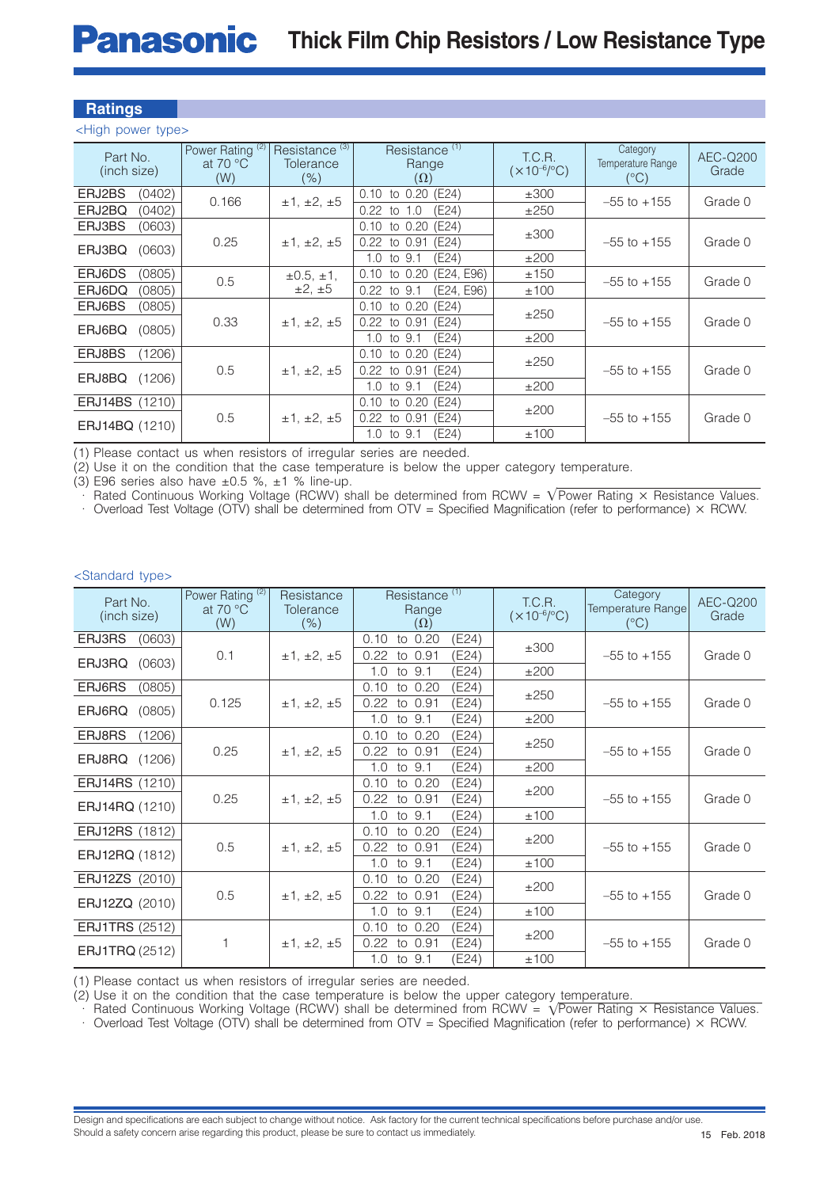## Ratings

<High power type>

| Part No. (inch size) | Power Rating (2) at 70 °C (W) | Resistance (3) Tolerance (%) | Resistance (1) Range (Ω) | T.C.R. ($\times10^{-6}$/°C) | Category Temperature Range (°C) | AEC-Q200 Grade |
|---|---|---|---|---|---|---|
| ERJ2BS (0402) | 0.166 | ±1, ±2, ±5 | 0.10 to 0.20 (E24) | ±300 | –55 to +155 | Grade 0 |
| ERJ2BQ (0402) | | | 0.22 to 1.0 (E24) | ±250 | | |
| ERJ3BS (0603) | 0.25 | ±1, ±2, ±5 | 0.10 to 0.20 (E24) | ±300 | –55 to +155 | Grade 0 |
| ERJ3BQ (0603) | | | 0.22 to 0.91 (E24) | | | |
| | | | 1.0 to 9.1 (E24) | ±200 | | |
| ERJ6DS (0805) | 0.5 | ±0.5, ±1, ±2, ±5 | 0.10 to 0.20 (E24, E96) | ±150 | –55 to +155 | Grade 0 |
| ERJ6DQ (0805) | | | 0.22 to 9.1 (E24, E96) | ±100 | | |
| ERJ6BS (0805) | 0.33 | ±1, ±2, ±5 | 0.10 to 0.20 (E24) | ±250 | –55 to +155 | Grade 0 |
| ERJ6BQ (0805) | | | 0.22 to 0.91 (E24) | | | |
| | | | 1.0 to 9.1 (E24) | ±200 | | |
| ERJ8BS (1206) | 0.5 | ±1, ±2, ±5 | 0.10 to 0.20 (E24) | ±250 | –55 to +155 | Grade 0 |
| ERJ8BQ (1206) | | | 0.22 to 0.91 (E24) | | | |
| | | | 1.0 to 9.1 (E24) | ±200 | | |
| ERJ14BS (1210) | 0.5 | ±1, ±2, ±5 | 0.10 to 0.20 (E24) | ±200 | –55 to +155 | Grade 0 |
| ERJ14BQ (1210) | | | 0.22 to 0.91 (E24) | | | |
| | | | 1.0 to 9.1 (E24) | ±100 | | |

(1) Please contact us when resistors of irregular series are needed.
(2) Use it on the condition that the case temperature is below the upper category temperature.
(3) E96 series also have ±0.5 %, ±1 % line-up.
· Rated Continuous Working Voltage (RCWV) shall be determined from RCWV = $\sqrt{\text{Power Rating} \times \text{Resistance Values}}$.
· Overload Test Voltage (OTV) shall be determined from OTV = Specified Magnification (refer to performance) × RCWV.

<Standard type>

| Part No. (inch size) | Power Rating (2) at 70 °C (W) | Resistance Tolerance (%) | Resistance (1) Range (Ω) | T.C.R. ($\times10^{-6}$/°C) | Category Temperature Range (°C) | AEC-Q200 Grade |
|---|---|---|---|---|---|---|
| ERJ3RS (0603) | 0.1 | ±1, ±2, ±5 | 0.10 to 0.20 (E24) | ±300 | –55 to +155 | Grade 0 |
| ERJ3RQ (0603) | | | 0.22 to 0.91 (E24) | | | |
| | | | 1.0 to 9.1 (E24) | ±200 | | |
| ERJ6RS (0805) | 0.125 | ±1, ±2, ±5 | 0.10 to 0.20 (E24) | ±250 | –55 to +155 | Grade 0 |
| ERJ6RQ (0805) | | | 0.22 to 0.91 (E24) | | | |
| | | | 1.0 to 9.1 (E24) | ±200 | | |
| ERJ8RS (1206) | 0.25 | ±1, ±2, ±5 | 0.10 to 0.20 (E24) | ±250 | –55 to +155 | Grade 0 |
| ERJ8RQ (1206) | | | 0.22 to 0.91 (E24) | | | |
| | | | 1.0 to 9.1 (E24) | ±200 | | |
| ERJ14RS (1210) | 0.25 | ±1, ±2, ±5 | 0.10 to 0.20 (E24) | ±200 | –55 to +155 | Grade 0 |
| ERJ14RQ (1210) | | | 0.22 to 0.91 (E24) | | | |
| | | | 1.0 to 9.1 (E24) | ±100 | | |
| ERJ12RS (1812) | 0.5 | ±1, ±2, ±5 | 0.10 to 0.20 (E24) | ±200 | –55 to +155 | Grade 0 |
| ERJ12RQ (1812) | | | 0.22 to 0.91 (E24) | | | |
| | | | 1.0 to 9.1 (E24) | ±100 | | |
| ERJ12ZS (2010) | 0.5 | ±1, ±2, ±5 | 0.10 to 0.20 (E24) | ±200 | –55 to +155 | Grade 0 |
| ERJ12ZQ (2010) | | | 0.22 to 0.91 (E24) | | | |
| | | | 1.0 to 9.1 (E24) | ±100 | | |
| ERJ1TRS (2512) | 1 | ±1, ±2, ±5 | 0.10 to 0.20 (E24) | ±200 | –55 to +155 | Grade 0 |
| ERJ1TRQ (2512) | | | 0.22 to 0.91 (E24) | | | |
| | | | 1.0 to 9.1 (E24) | ±100 | | |

(1) Please contact us when resistors of irregular series are needed.
(2) Use it on the condition that the case temperature is below the upper category temperature.
· Rated Continuous Working Voltage (RCWV) shall be determined from RCWV = $\sqrt{\text{Power Rating} \times \text{Resistance Values}}$.
· Overload Test Voltage (OTV) shall be determined from OTV = Specified Magnification (refer to performance) × RCWV.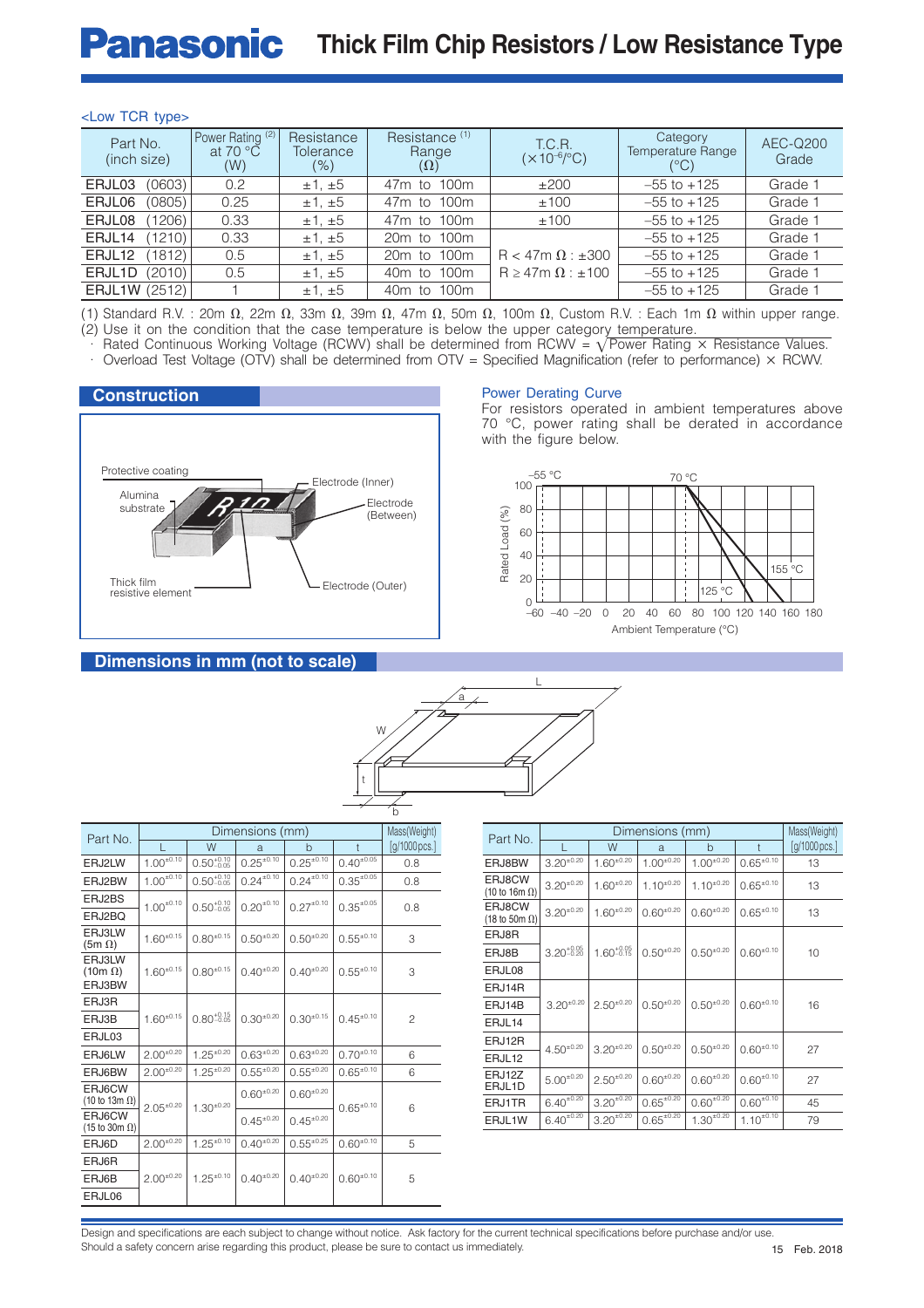# Thick Film Chip Resistors / Low Resistance Type

<Low TCR type>

| Part No. (inch size) | Power Rating [(2)] at 70 °C (W) | Resistance Tolerance (%) | Resistance [(1)] Range (Ω) | T.C.R. ($\times10^{-6}$/°C) | Category Temperature Range (°C) | AEC-Q200 Grade |
|---|---|---|---|---|---|---|
| ERJL03 (0603) | 0.2 | ±1, ±5 | 47m to 100m | ±200 | –55 to +125 | Grade 1 |
| ERJL06 (0805) | 0.25 | ±1, ±5 | 47m to 100m | ±100 | –55 to +125 | Grade 1 |
| ERJL08 (1206) | 0.33 | ±1, ±5 | 47m to 100m | ±100 | –55 to +125 | Grade 1 |
| ERJL14 (1210) | 0.33 | ±1, ±5 | 20m to 100m | R < 47m Ω : ±300<br>R ≥ 47m Ω : ±100 | –55 to +125 | Grade 1 |
| ERJL12 (1812) | 0.5 | ±1, ±5 | 20m to 100m | | –55 to +125 | Grade 1 |
| ERJL1D (2010) | 0.5 | ±1, ±5 | 40m to 100m | | –55 to +125 | Grade 1 |
| ERJL1W (2512) | 1 | ±1, ±5 | 40m to 100m | | –55 to +125 | Grade 1 |

(1) Standard R.V. : 20m Ω, 22m Ω, 33m Ω, 39m Ω, 47m Ω, 50m Ω, 100m Ω, Custom R.V. : Each 1m Ω within upper range.
(2) Use it on the condition that the case temperature is below the upper category temperature.
· Rated Continuous Working Voltage (RCWV) shall be determined from RCWV = $\sqrt{\text{Power Rating} \times \text{Resistance Values}}$.
· Overload Test Voltage (OTV) shall be determined from OTV = Specified Magnification (refer to performance) × RCWV.

## Construction

Protective coating, Alumina substrate, Electrode (Inner), Electrode (Between), Thick film resistive element, Electrode (Outer)

### Power Derating Curve

For resistors operated in ambient temperatures above 70 °C, power rating shall be derated in accordance with the figure below.

(Rated Load (%) vs. Ambient Temperature (°C); –55 °C, 70 °C, 125 °C, 155 °C)

## Dimensions in mm (not to scale)

| Part No. | L | W | a | b | t | Mass(Weight) [g/1000pcs.] |
|---|---|---|---|---|---|---|
| ERJ2LW | $1.00^{\pm0.10}$ | $0.50^{+0.10}_{-0.05}$ | $0.25^{\pm0.10}$ | $0.25^{\pm0.10}$ | $0.40^{\pm0.05}$ | 0.8 |
| ERJ2BW | $1.00^{\pm0.10}$ | $0.50^{+0.10}_{-0.05}$ | $0.24^{\pm0.10}$ | $0.24^{\pm0.10}$ | $0.35^{\pm0.05}$ | 0.8 |
| ERJ2BS<br>ERJ2BQ | $1.00^{\pm0.10}$ | $0.50^{+0.10}_{-0.05}$ | $0.20^{\pm0.10}$ | $0.27^{\pm0.10}$ | $0.35^{\pm0.05}$ | 0.8 |
| ERJ3LW (5m Ω) | $1.60^{\pm0.15}$ | $0.80^{\pm0.15}$ | $0.50^{\pm0.20}$ | $0.50^{\pm0.20}$ | $0.55^{\pm0.10}$ | 3 |
| ERJ3LW (10m Ω)<br>ERJ3BW | $1.60^{\pm0.15}$ | $0.80^{\pm0.15}$ | $0.40^{\pm0.20}$ | $0.40^{\pm0.20}$ | $0.55^{\pm0.10}$ | 3 |
| ERJ3R<br>ERJ3B<br>ERJL03 | $1.60^{\pm0.15}$ | $0.80^{+0.15}_{-0.05}$ | $0.30^{\pm0.20}$ | $0.30^{\pm0.15}$ | $0.45^{\pm0.10}$ | 2 |
| ERJ6LW | $2.00^{\pm0.20}$ | $1.25^{\pm0.20}$ | $0.63^{\pm0.20}$ | $0.63^{\pm0.20}$ | $0.70^{\pm0.10}$ | 6 |
| ERJ6BW | $2.00^{\pm0.20}$ | $1.25^{\pm0.20}$ | $0.55^{\pm0.20}$ | $0.55^{\pm0.20}$ | $0.65^{\pm0.10}$ | 6 |
| ERJ6CW (10 to 13m Ω) | $2.05^{\pm0.20}$ | $1.30^{\pm0.20}$ | $0.60^{\pm0.20}$ | $0.60^{\pm0.20}$ | $0.65^{\pm0.10}$ | 6 |
| ERJ6CW (15 to 30m Ω) | $2.05^{\pm0.20}$ | $1.30^{\pm0.20}$ | $0.45^{\pm0.20}$ | $0.45^{\pm0.20}$ | $0.65^{\pm0.10}$ | 6 |
| ERJ6D | $2.00^{\pm0.20}$ | $1.25^{\pm0.10}$ | $0.40^{\pm0.20}$ | $0.55^{\pm0.25}$ | $0.60^{\pm0.10}$ | 5 |
| ERJ6R<br>ERJ6B<br>ERJL06 | $2.00^{\pm0.20}$ | $1.25^{\pm0.10}$ | $0.40^{\pm0.20}$ | $0.40^{\pm0.20}$ | $0.60^{\pm0.10}$ | 5 |

| Part No. | L | W | a | b | t | Mass(Weight) [g/1000pcs.] |
|---|---|---|---|---|---|---|
| ERJ8BW | $3.20^{\pm0.20}$ | $1.60^{\pm0.20}$ | $1.00^{\pm0.20}$ | $1.00^{\pm0.20}$ | $0.65^{\pm0.10}$ | 13 |
| ERJ8CW (10 to 16m Ω) | $3.20^{\pm0.20}$ | $1.60^{\pm0.20}$ | $1.10^{\pm0.20}$ | $1.10^{\pm0.20}$ | $0.65^{\pm0.10}$ | 13 |
| ERJ8CW (18 to 50m Ω) | $3.20^{\pm0.20}$ | $1.60^{\pm0.20}$ | $0.60^{\pm0.20}$ | $0.60^{\pm0.20}$ | $0.65^{\pm0.10}$ | 13 |
| ERJ8R<br>ERJ8B<br>ERJL08 | $3.20^{+0.05}_{-0.20}$ | $1.60^{+0.05}_{-0.15}$ | $0.50^{\pm0.20}$ | $0.50^{\pm0.20}$ | $0.60^{\pm0.10}$ | 10 |
| ERJ14R<br>ERJ14B<br>ERJL14 | $3.20^{\pm0.20}$ | $2.50^{\pm0.20}$ | $0.50^{\pm0.20}$ | $0.50^{\pm0.20}$ | $0.60^{\pm0.10}$ | 16 |
| ERJ12R<br>ERJL12 | $4.50^{\pm0.20}$ | $3.20^{\pm0.20}$ | $0.50^{\pm0.20}$ | $0.50^{\pm0.20}$ | $0.60^{\pm0.10}$ | 27 |
| ERJ12Z<br>ERJL1D | $5.00^{\pm0.20}$ | $2.50^{\pm0.20}$ | $0.60^{\pm0.20}$ | $0.60^{\pm0.20}$ | $0.60^{\pm0.10}$ | 27 |
| ERJ1TR | $6.40^{\pm0.20}$ | $3.20^{\pm0.20}$ | $0.65^{\pm0.20}$ | $0.60^{\pm0.20}$ | $0.60^{\pm0.10}$ | 45 |
| ERJL1W | $6.40^{\pm0.20}$ | $3.20^{\pm0.20}$ | $0.65^{\pm0.20}$ | $1.30^{\pm0.20}$ | $1.10^{\pm0.10}$ | 79 |

Design and specifications are each subject to change without notice. Ask factory for the current technical specifications before purchase and/or use.
Should a safety concern arise regarding this product, please be sure to contact us immediately.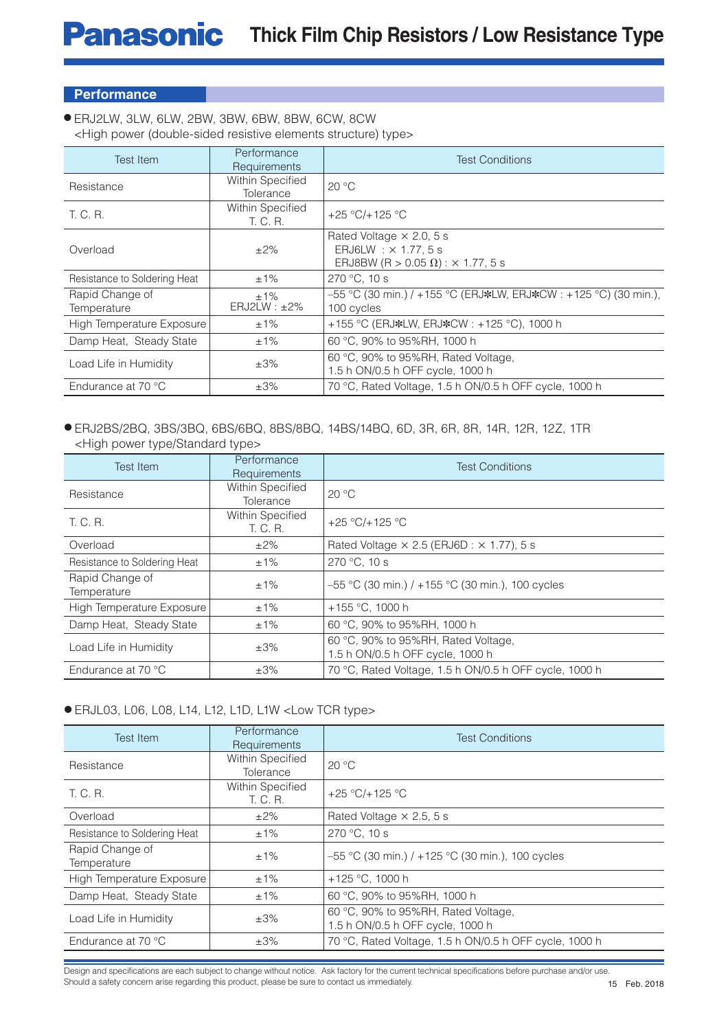## Performance

● ERJ2LW, 3LW, 6LW, 2BW, 3BW, 6BW, 8BW, 6CW, 8CW
<High power (double-sided resistive elements structure) type>

| Test Item | Performance Requirements | Test Conditions |
|---|---|---|
| Resistance | Within Specified Tolerance | 20 °C |
| T. C. R. | Within Specified T. C. R. | +25 °C/+125 °C |
| Overload | ±2% | Rated Voltage × 2.0, 5 s<br>ERJ6LW : × 1.77, 5 s<br>ERJ8BW (R > 0.05 Ω) : × 1.77, 5 s |
| Resistance to Soldering Heat | ±1% | 270 °C, 10 s |
| Rapid Change of Temperature | ±1%<br>ERJ2LW : ±2% | –55 °C (30 min.) / +155 °C (ERJ✻LW, ERJ✻CW : +125 °C) (30 min.), 100 cycles |
| High Temperature Exposure | ±1% | +155 °C (ERJ✻LW, ERJ✻CW : +125 °C), 1000 h |
| Damp Heat, Steady State | ±1% | 60 °C, 90% to 95%RH, 1000 h |
| Load Life in Humidity | ±3% | 60 °C, 90% to 95%RH, Rated Voltage, 1.5 h ON/0.5 h OFF cycle, 1000 h |
| Endurance at 70 °C | ±3% | 70 °C, Rated Voltage, 1.5 h ON/0.5 h OFF cycle, 1000 h |

● ERJ2BS/2BQ, 3BS/3BQ, 6BS/6BQ, 8BS/8BQ, 14BS/14BQ, 6D, 3R, 6R, 8R, 14R, 12R, 12Z, 1TR
<High power type/Standard type>

| Test Item | Performance Requirements | Test Conditions |
|---|---|---|
| Resistance | Within Specified Tolerance | 20 °C |
| T. C. R. | Within Specified T. C. R. | +25 °C/+125 °C |
| Overload | ±2% | Rated Voltage × 2.5 (ERJ6D : × 1.77), 5 s |
| Resistance to Soldering Heat | ±1% | 270 °C, 10 s |
| Rapid Change of Temperature | ±1% | –55 °C (30 min.) / +155 °C (30 min.), 100 cycles |
| High Temperature Exposure | ±1% | +155 °C, 1000 h |
| Damp Heat, Steady State | ±1% | 60 °C, 90% to 95%RH, 1000 h |
| Load Life in Humidity | ±3% | 60 °C, 90% to 95%RH, Rated Voltage, 1.5 h ON/0.5 h OFF cycle, 1000 h |
| Endurance at 70 °C | ±3% | 70 °C, Rated Voltage, 1.5 h ON/0.5 h OFF cycle, 1000 h |

● ERJL03, L06, L08, L14, L12, L1D, L1W <Low TCR type>

| Test Item | Performance Requirements | Test Conditions |
|---|---|---|
| Resistance | Within Specified Tolerance | 20 °C |
| T. C. R. | Within Specified T. C. R. | +25 °C/+125 °C |
| Overload | ±2% | Rated Voltage × 2.5, 5 s |
| Resistance to Soldering Heat | ±1% | 270 °C, 10 s |
| Rapid Change of Temperature | ±1% | –55 °C (30 min.) / +125 °C (30 min.), 100 cycles |
| High Temperature Exposure | ±1% | +125 °C, 1000 h |
| Damp Heat, Steady State | ±1% | 60 °C, 90% to 95%RH, 1000 h |
| Load Life in Humidity | ±3% | 60 °C, 90% to 95%RH, Rated Voltage, 1.5 h ON/0.5 h OFF cycle, 1000 h |
| Endurance at 70 °C | ±3% | 70 °C, Rated Voltage, 1.5 h ON/0.5 h OFF cycle, 1000 h |

Design and specifications are each subject to change without notice. Ask factory for the current technical specifications before purchase and/or use.
Should a safety concern arise regarding this product, please be sure to contact us immediately.